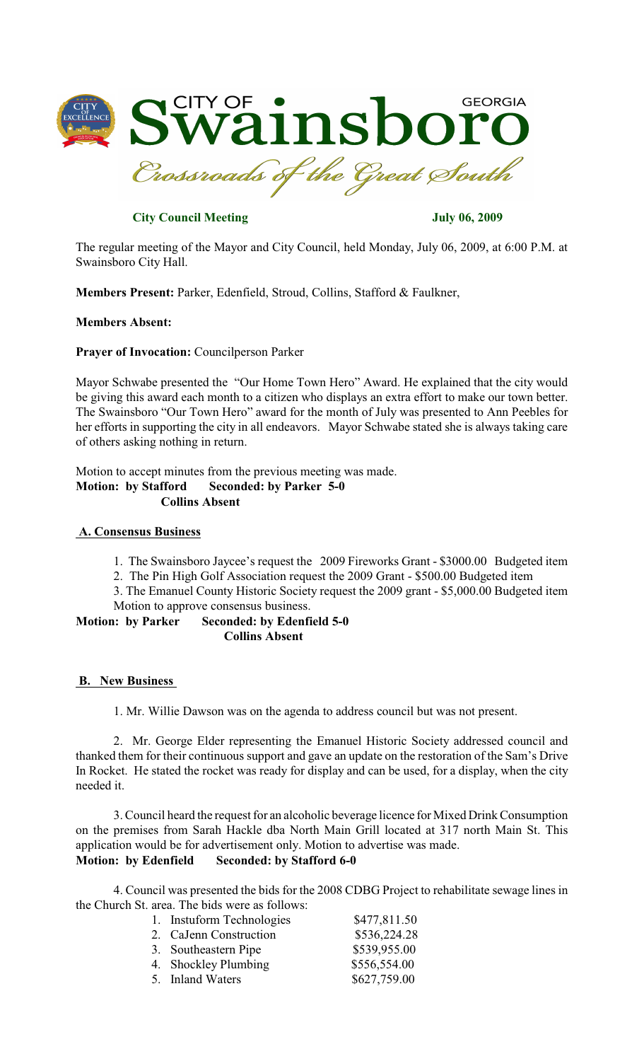# CITY OF Swainsboro GEORGIA

*Crossroads of the Great South*

**City Council Meeting** **July 06, 2009**

The regular meeting of the Mayor and City Council, held Monday, July 06, 2009, at 6:00 P.M. at Swainsboro City Hall.

**Members Present:** Parker, Edenfield, Stroud, Collins, Stafford & Faulkner,

**Members Absent:**

**Prayer of Invocation:** Councilperson Parker

Mayor Schwabe presented the "Our Home Town Hero" Award. He explained that the city would be giving this award each month to a citizen who displays an extra effort to make our town better. The Swainsboro "Our Town Hero" award for the month of July was presented to Ann Peebles for her efforts in supporting the city in all endeavors. Mayor Schwabe stated she is always taking care of others asking nothing in return.

Motion to accept minutes from the previous meeting was made.
**Motion: by Stafford Seconded: by Parker 5-0**
**Collins Absent**

## A. Consensus Business

1. The Swainsboro Jaycee's request the 2009 Fireworks Grant - \$3000.00 Budgeted item
2. The Pin High Golf Association request the 2009 Grant - \$500.00 Budgeted item
3. The Emanuel County Historic Society request the 2009 grant - \$5,000.00 Budgeted item

Motion to approve consensus business.
**Motion: by Parker Seconded: by Edenfield 5-0**
**Collins Absent**

## B. New Business

1. Mr. Willie Dawson was on the agenda to address council but was not present.

2. Mr. George Elder representing the Emanuel Historic Society addressed council and thanked them for their continuous support and gave an update on the restoration of the Sam's Drive In Rocket. He stated the rocket was ready for display and can be used, for a display, when the city needed it.

3. Council heard the request for an alcoholic beverage licence for Mixed Drink Consumption on the premises from Sarah Hackle dba North Main Grill located at 317 north Main St. This application would be for advertisement only. Motion to advertise was made.
**Motion: by Edenfield Seconded: by Stafford 6-0**

4. Council was presented the bids for the 2008 CDBG Project to rehabilitate sewage lines in the Church St. area. The bids were as follows:

| | |
|---|---|
| 1. Instuform Technologies | \$477,811.50 |
| 2. CaJenn Construction | \$536,224.28 |
| 3. Southeastern Pipe | \$539,955.00 |
| 4. Shockley Plumbing | \$556,554.00 |
| 5. Inland Waters | \$627,759.00 |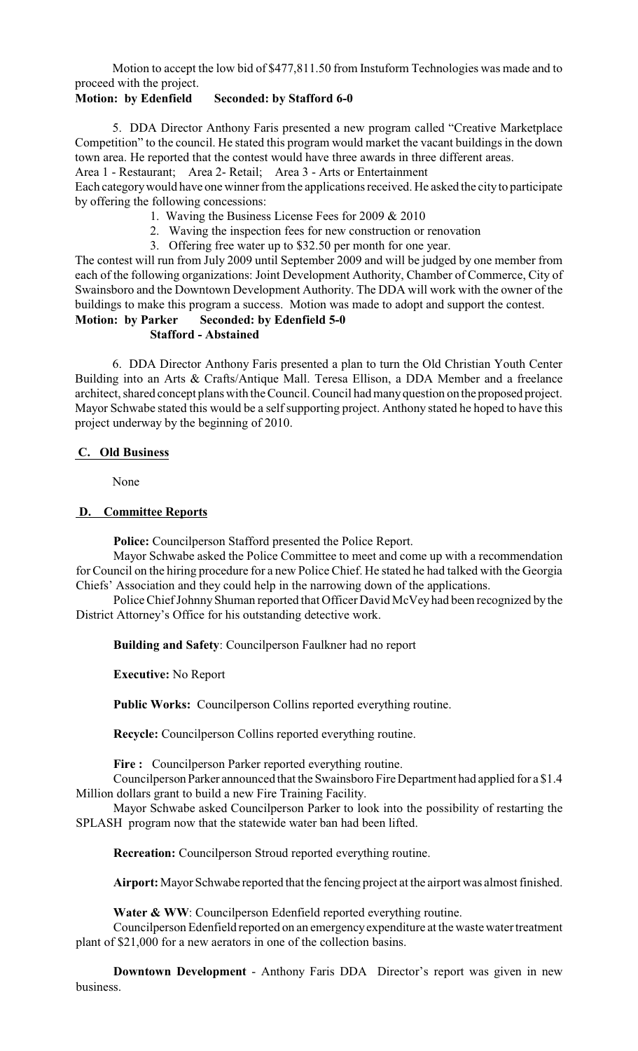Motion to accept the low bid of $477,811.50 from Instuform Technologies was made and to proceed with the project.

**Motion: by Edenfield Seconded: by Stafford 6-0**

5. DDA Director Anthony Faris presented a new program called "Creative Marketplace Competition" to the council. He stated this program would market the vacant buildings in the down town area. He reported that the contest would have three awards in three different areas.

Area 1 - Restaurant; Area 2- Retail; Area 3 - Arts or Entertainment

Each category would have one winner from the applications received. He asked the city to participate by offering the following concessions:

1. Waving the Business License Fees for 2009 & 2010
2. Waving the inspection fees for new construction or renovation
3. Offering free water up to $32.50 per month for one year.

The contest will run from July 2009 until September 2009 and will be judged by one member from each of the following organizations: Joint Development Authority, Chamber of Commerce, City of Swainsboro and the Downtown Development Authority. The DDA will work with the owner of the buildings to make this program a success. Motion was made to adopt and support the contest.

**Motion: by Parker Seconded: by Edenfield 5-0**
**Stafford - Abstained**

6. DDA Director Anthony Faris presented a plan to turn the Old Christian Youth Center Building into an Arts & Crafts/Antique Mall. Teresa Ellison, a DDA Member and a freelance architect, shared concept plans with the Council. Council had many question on the proposed project. Mayor Schwabe stated this would be a self supporting project. Anthony stated he hoped to have this project underway by the beginning of 2010.

## C. Old Business

None

## D. Committee Reports

**Police:** Councilperson Stafford presented the Police Report.

Mayor Schwabe asked the Police Committee to meet and come up with a recommendation for Council on the hiring procedure for a new Police Chief. He stated he had talked with the Georgia Chiefs' Association and they could help in the narrowing down of the applications.

Police Chief Johnny Shuman reported that Officer David McVey had been recognized by the District Attorney's Office for his outstanding detective work.

**Building and Safety**: Councilperson Faulkner had no report

**Executive:** No Report

**Public Works:** Councilperson Collins reported everything routine.

**Recycle:** Councilperson Collins reported everything routine.

**Fire :** Councilperson Parker reported everything routine.

Councilperson Parker announced that the Swainsboro Fire Department had applied for a $1.4 Million dollars grant to build a new Fire Training Facility.

Mayor Schwabe asked Councilperson Parker to look into the possibility of restarting the SPLASH program now that the statewide water ban had been lifted.

**Recreation:** Councilperson Stroud reported everything routine.

**Airport:** Mayor Schwabe reported that the fencing project at the airport was almost finished.

**Water & WW**: Councilperson Edenfield reported everything routine.

Councilperson Edenfield reported on an emergency expenditure at the waste water treatment plant of $21,000 for a new aerators in one of the collection basins.

**Downtown Development** - Anthony Faris DDA Director's report was given in new business.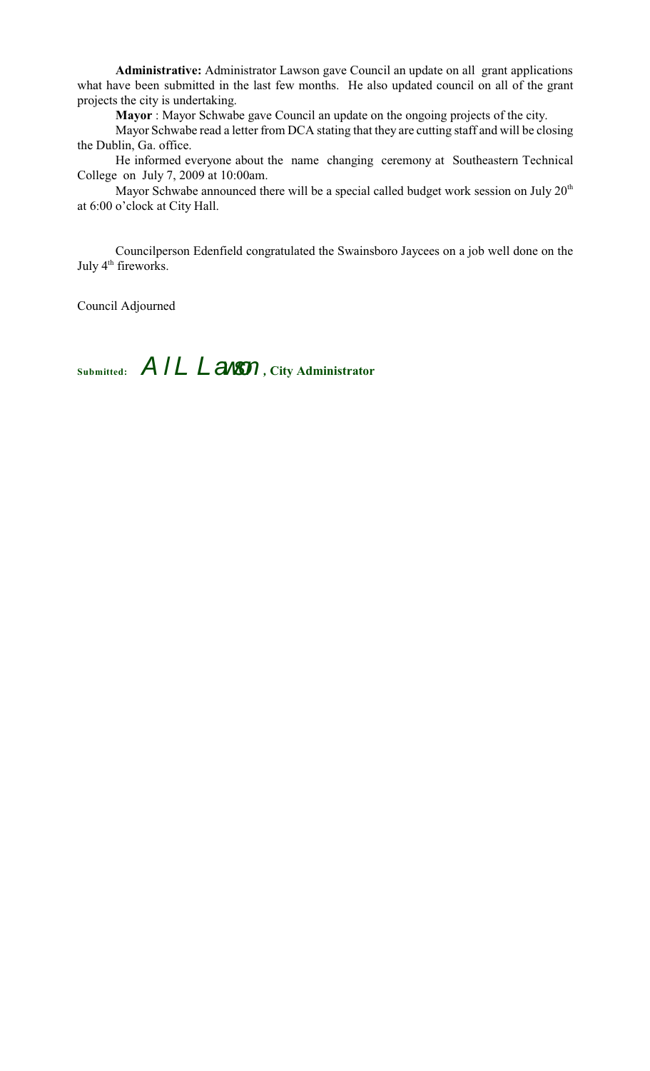**Administrative:** Administrator Lawson gave Council an update on all grant applications what have been submitted in the last few months. He also updated council on all of the grant projects the city is undertaking.

**Mayor** : Mayor Schwabe gave Council an update on the ongoing projects of the city.

Mayor Schwabe read a letter from DCA stating that they are cutting staff and will be closing the Dublin, Ga. office.

He informed everyone about the name changing ceremony at Southeastern Technical College on July 7, 2009 at 10:00am.

Mayor Schwabe announced there will be a special called budget work session on July 20th at 6:00 o'clock at City Hall.

Councilperson Edenfield congratulated the Swainsboro Jaycees on a job well done on the July 4th fireworks.

Council Adjourned

**Submitted:** *Al L Lawson* **, City Administrator**